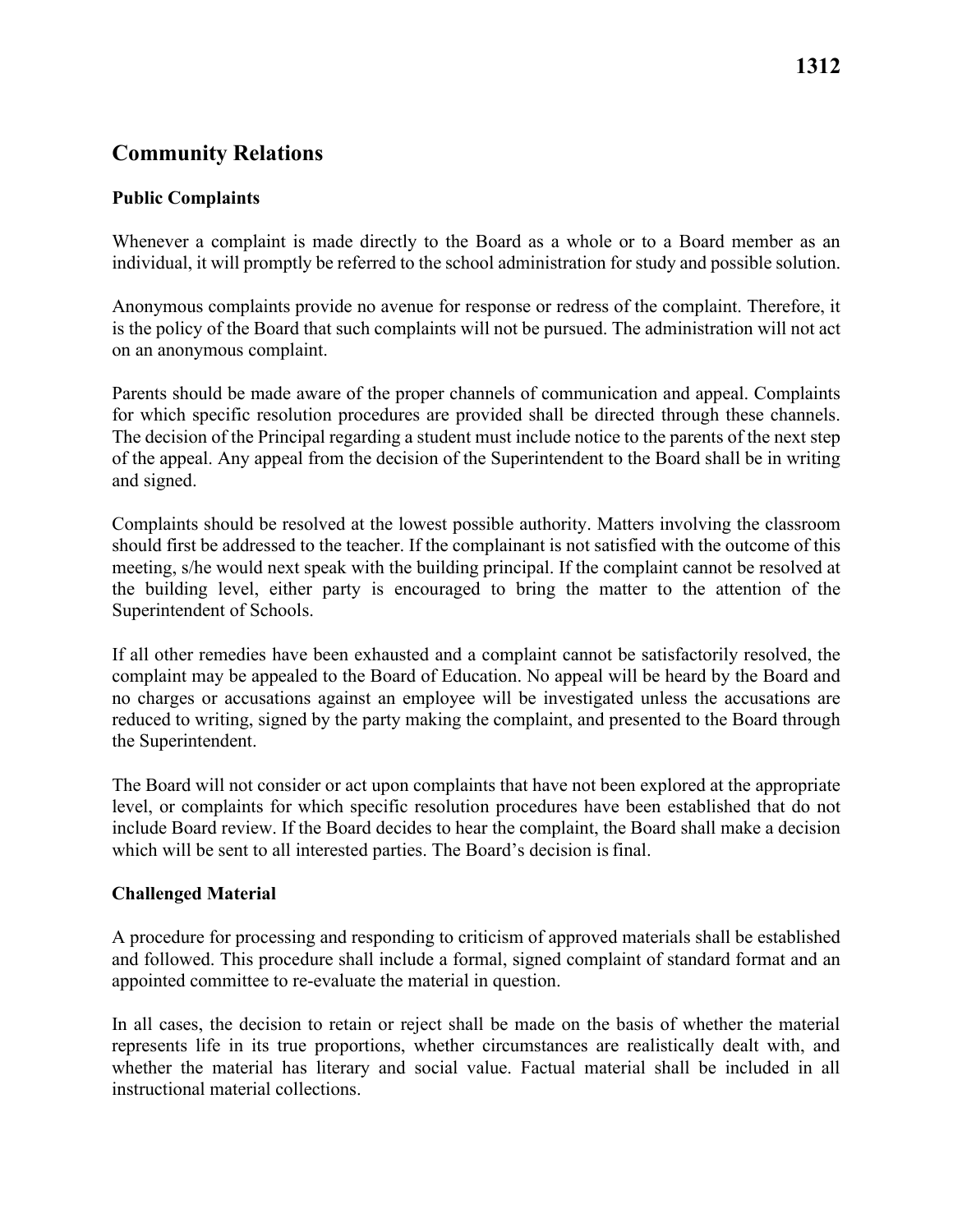# 1312

## Community Relations

### Public Complaints

Whenever a complaint is made directly to the Board as a whole or to a Board member as an individual, it will promptly be referred to the school administration for study and possible solution.

Anonymous complaints provide no avenue for response or redress of the complaint. Therefore, it is the policy of the Board that such complaints will not be pursued. The administration will not act on an anonymous complaint.

Parents should be made aware of the proper channels of communication and appeal. Complaints for which specific resolution procedures are provided shall be directed through these channels. The decision of the Principal regarding a student must include notice to the parents of the next step of the appeal. Any appeal from the decision of the Superintendent to the Board shall be in writing and signed.

Complaints should be resolved at the lowest possible authority. Matters involving the classroom should first be addressed to the teacher. If the complainant is not satisfied with the outcome of this meeting, s/he would next speak with the building principal. If the complaint cannot be resolved at the building level, either party is encouraged to bring the matter to the attention of the Superintendent of Schools.

If all other remedies have been exhausted and a complaint cannot be satisfactorily resolved, the complaint may be appealed to the Board of Education. No appeal will be heard by the Board and no charges or accusations against an employee will be investigated unless the accusations are reduced to writing, signed by the party making the complaint, and presented to the Board through the Superintendent.

The Board will not consider or act upon complaints that have not been explored at the appropriate level, or complaints for which specific resolution procedures have been established that do not include Board review. If the Board decides to hear the complaint, the Board shall make a decision which will be sent to all interested parties. The Board's decision is final.

### Challenged Material

A procedure for processing and responding to criticism of approved materials shall be established and followed. This procedure shall include a formal, signed complaint of standard format and an appointed committee to re-evaluate the material in question.

In all cases, the decision to retain or reject shall be made on the basis of whether the material represents life in its true proportions, whether circumstances are realistically dealt with, and whether the material has literary and social value. Factual material shall be included in all instructional material collections.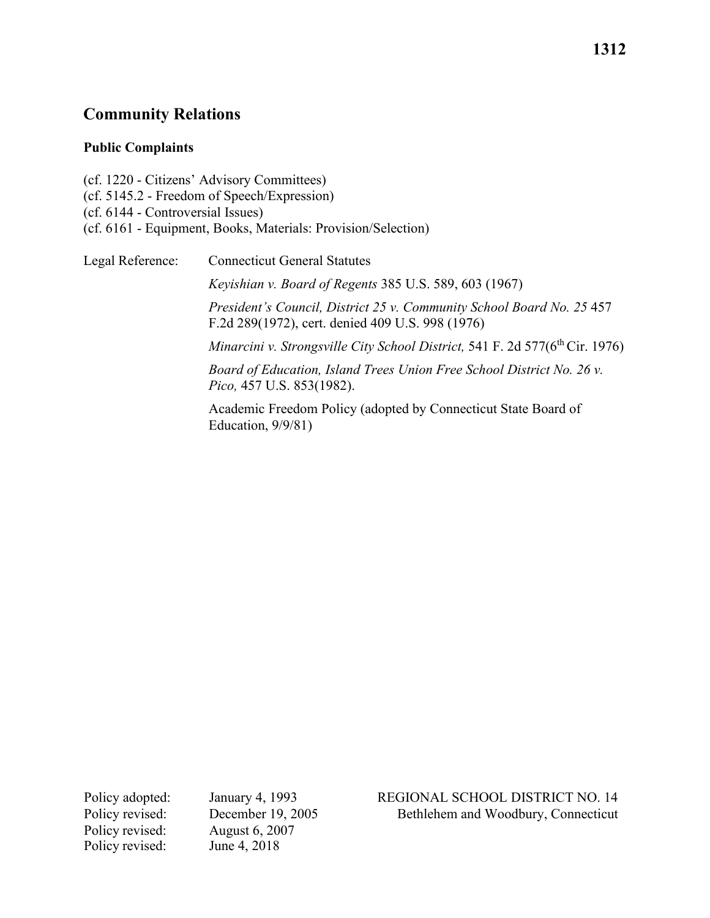# Community Relations

## Public Complaints

(cf. 1220 - Citizens' Advisory Committees)
(cf. 5145.2 - Freedom of Speech/Expression)
(cf. 6144 - Controversial Issues)
(cf. 6161 - Equipment, Books, Materials: Provision/Selection)

Legal Reference: Connecticut General Statutes

*Keyishian v. Board of Regents* 385 U.S. 589, 603 (1967)

*President's Council, District 25 v. Community School Board No. 25* 457 F.2d 289(1972), cert. denied 409 U.S. 998 (1976)

*Minarcini v. Strongsville City School District,* 541 F. 2d 577(6th Cir. 1976)

*Board of Education, Island Trees Union Free School District No. 26 v. Pico,* 457 U.S. 853(1982).

Academic Freedom Policy (adopted by Connecticut State Board of Education, 9/9/81)

Policy adopted: January 4, 1993
Policy revised: December 19, 2005
Policy revised: August 6, 2007
Policy revised: June 4, 2018

REGIONAL SCHOOL DISTRICT NO. 14
Bethlehem and Woodbury, Connecticut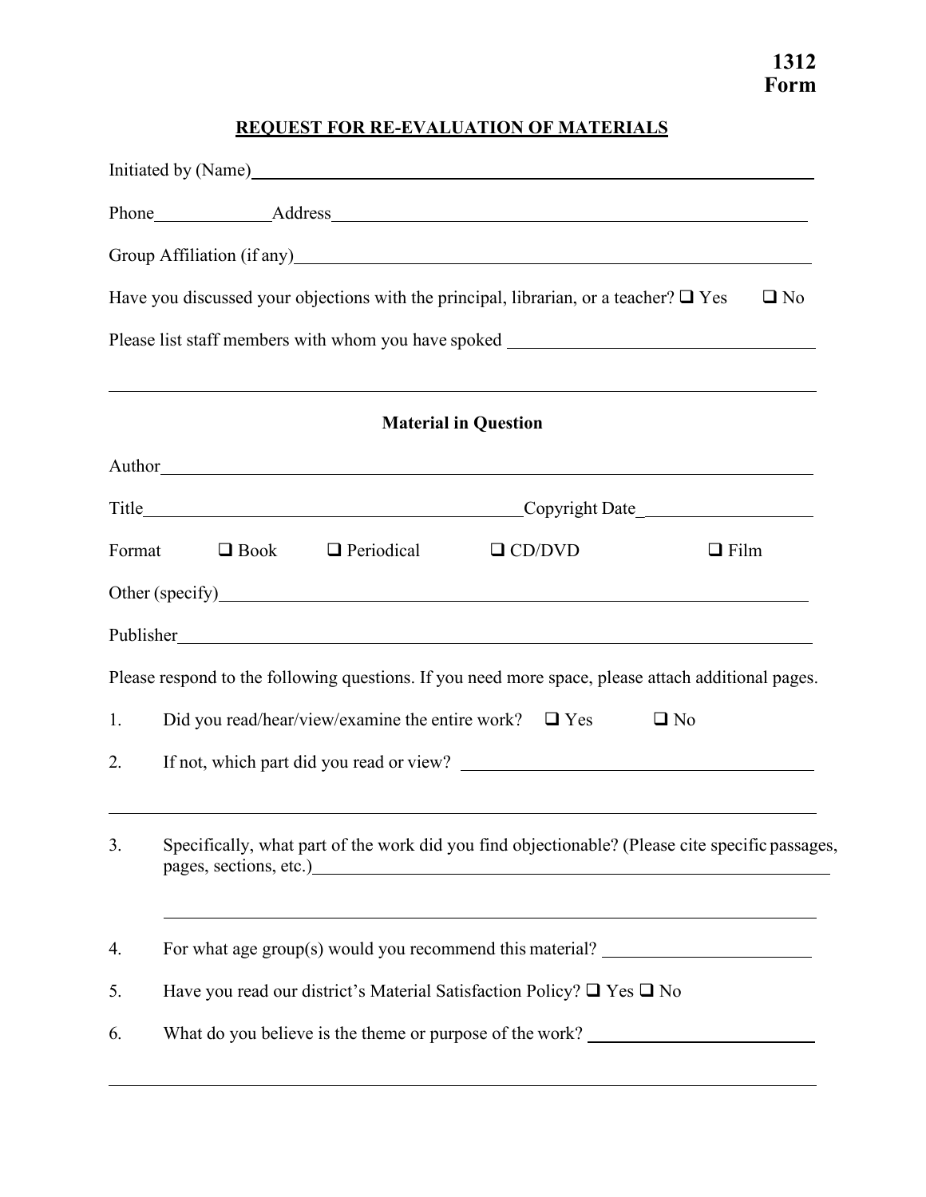**1312 Form**

## REQUEST FOR RE-EVALUATION OF MATERIALS

Initiated by (Name)\_\_\_\_\_\_\_\_\_\_\_\_\_\_\_\_\_\_\_\_\_\_\_\_\_\_\_\_\_\_\_\_\_\_\_\_\_\_\_\_\_\_\_\_\_\_\_\_

Phone\_\_\_\_\_\_\_\_\_\_\_\_Address\_\_\_\_\_\_\_\_\_\_\_\_\_\_\_\_\_\_\_\_\_\_\_\_\_\_\_\_\_\_\_\_\_\_\_\_\_\_\_\_\_\_\_\_

Group Affiliation (if any)\_\_\_\_\_\_\_\_\_\_\_\_\_\_\_\_\_\_\_\_\_\_\_\_\_\_\_\_\_\_\_\_\_\_\_\_\_\_\_\_\_\_\_\_

Have you discussed your objections with the principal, librarian, or a teacher? ☐ Yes ☐ No

Please list staff members with whom you have spoked \_\_\_\_\_\_\_\_\_\_\_\_\_\_\_\_\_\_\_\_\_\_\_\_\_\_\_\_

\_\_\_\_\_\_\_\_\_\_\_\_\_\_\_\_\_\_\_\_\_\_\_\_\_\_\_\_\_\_\_\_\_\_\_\_\_\_\_\_\_\_\_\_\_\_\_\_\_\_\_\_\_\_\_\_\_\_\_\_\_\_\_\_\_\_\_\_\_\_

### Material in Question

Author\_\_\_\_\_\_\_\_\_\_\_\_\_\_\_\_\_\_\_\_\_\_\_\_\_\_\_\_\_\_\_\_\_\_\_\_\_\_\_\_\_\_\_\_\_\_\_\_\_\_\_\_\_\_\_\_\_\_\_\_

Title\_\_\_\_\_\_\_\_\_\_\_\_\_\_\_\_\_\_\_\_\_\_\_\_\_\_\_\_\_\_\_\_\_\_\_Copyright Date\_\_\_\_\_\_\_\_\_\_\_\_\_\_\_\_

Format ☐ Book ☐ Periodical ☐ CD/DVD ☐ Film

Other (specify)\_\_\_\_\_\_\_\_\_\_\_\_\_\_\_\_\_\_\_\_\_\_\_\_\_\_\_\_\_\_\_\_\_\_\_\_\_\_\_\_\_\_\_\_\_\_\_\_\_\_\_\_\_\_

Publisher\_\_\_\_\_\_\_\_\_\_\_\_\_\_\_\_\_\_\_\_\_\_\_\_\_\_\_\_\_\_\_\_\_\_\_\_\_\_\_\_\_\_\_\_\_\_\_\_\_\_\_\_\_\_\_\_\_\_

Please respond to the following questions. If you need more space, please attach additional pages.

1. Did you read/hear/view/examine the entire work? ☐ Yes ☐ No
2. If not, which part did you read or view? \_\_\_\_\_\_\_\_\_\_\_\_\_\_\_\_\_\_\_\_\_\_\_\_\_\_\_\_\_\_\_\_

   \_\_\_\_\_\_\_\_\_\_\_\_\_\_\_\_\_\_\_\_\_\_\_\_\_\_\_\_\_\_\_\_\_\_\_\_\_\_\_\_\_\_\_\_\_\_\_\_\_\_\_\_\_\_\_\_\_\_\_\_\_\_\_\_

3. Specifically, what part of the work did you find objectionable? (Please cite specific passages, pages, sections, etc.)\_\_\_\_\_\_\_\_\_\_\_\_\_\_\_\_\_\_\_\_\_\_\_\_\_\_\_\_\_\_\_\_\_\_\_\_\_\_\_\_\_\_\_\_\_\_

   \_\_\_\_\_\_\_\_\_\_\_\_\_\_\_\_\_\_\_\_\_\_\_\_\_\_\_\_\_\_\_\_\_\_\_\_\_\_\_\_\_\_\_\_\_\_\_\_\_\_\_\_\_\_\_\_\_\_\_\_\_\_\_\_

4. For what age group(s) would you recommend this material? \_\_\_\_\_\_\_\_\_\_\_\_\_\_\_\_\_\_\_\_
5. Have you read our district's Material Satisfaction Policy? ☐ Yes ☐ No
6. What do you believe is the theme or purpose of the work? \_\_\_\_\_\_\_\_\_\_\_\_\_\_\_\_\_\_\_\_

   \_\_\_\_\_\_\_\_\_\_\_\_\_\_\_\_\_\_\_\_\_\_\_\_\_\_\_\_\_\_\_\_\_\_\_\_\_\_\_\_\_\_\_\_\_\_\_\_\_\_\_\_\_\_\_\_\_\_\_\_\_\_\_\_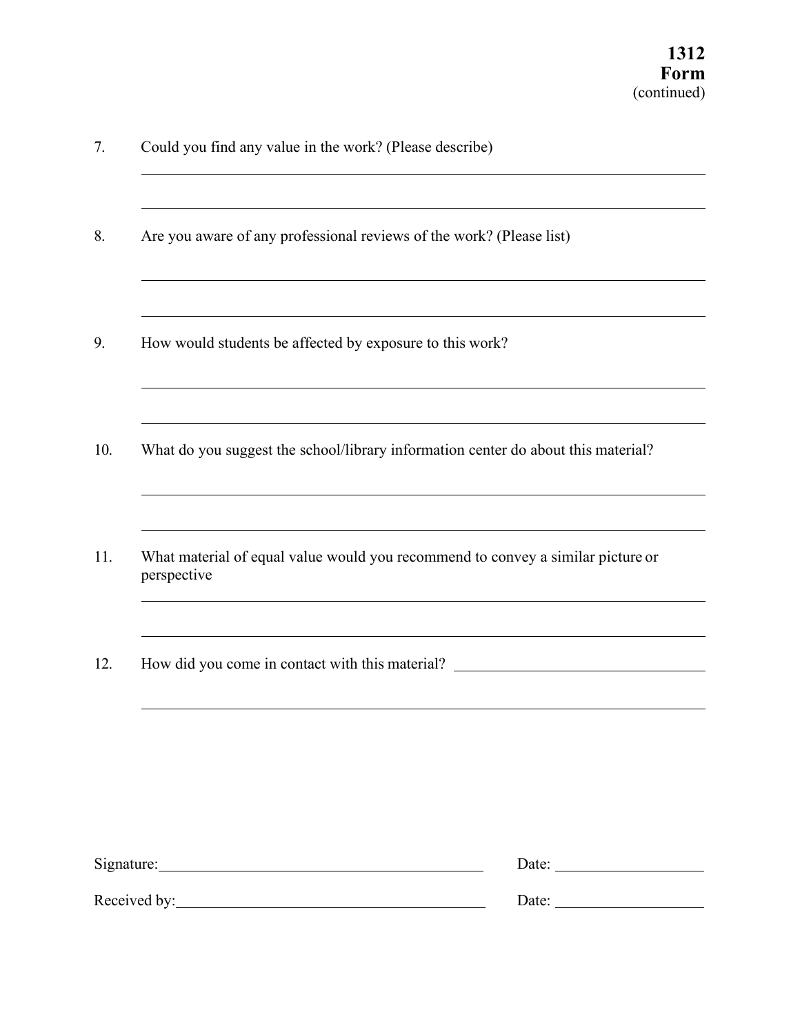**1312**
**Form**
(continued)

7. Could you find any value in the work? (Please describe)

8. Are you aware of any professional reviews of the work? (Please list)

9. How would students be affected by exposure to this work?

10. What do you suggest the school/library information center do about this material?

11. What material of equal value would you recommend to convey a similar picture or perspective

12. How did you come in contact with this material?

Signature: Date:

Received by: Date: